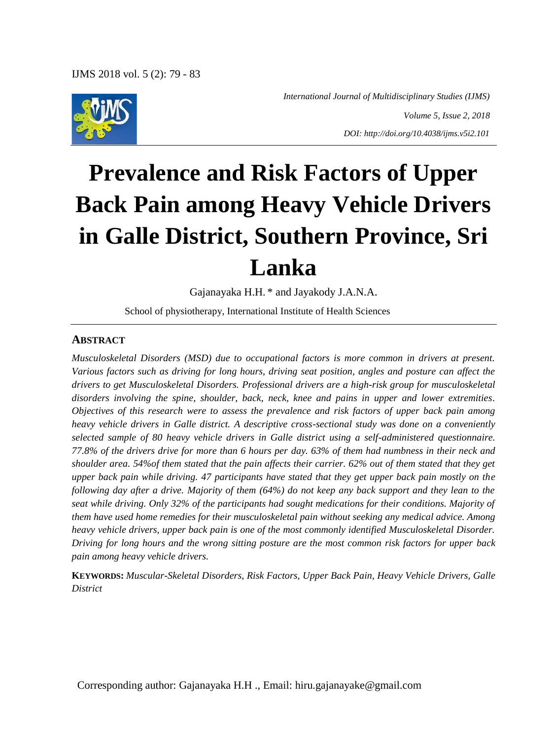# Prevalence and Risk Factors of Upper Back Pain among Heavy Vehicle Drivers in Galle District, Southern Province, Sri Lanka

Gajanayaka H.H. * and Jayakody J.A.N.A.

School of physiotherapy, International Institute of Health Sciences

## ABSTRACT

*Musculoskeletal Disorders (MSD) due to occupational factors is more common in drivers at present. Various factors such as driving for long hours, driving seat position, angles and posture can affect the drivers to get Musculoskeletal Disorders. Professional drivers are a high-risk group for musculoskeletal disorders involving the spine, shoulder, back, neck, knee and pains in upper and lower extremities. Objectives of this research were to assess the prevalence and risk factors of upper back pain among heavy vehicle drivers in Galle district. A descriptive cross-sectional study was done on a conveniently selected sample of 80 heavy vehicle drivers in Galle district using a self-administered questionnaire. 77.8% of the drivers drive for more than 6 hours per day. 63% of them had numbness in their neck and shoulder area. 54%of them stated that the pain affects their carrier. 62% out of them stated that they get upper back pain while driving. 47 participants have stated that they get upper back pain mostly on the following day after a drive. Majority of them (64%) do not keep any back support and they lean to the seat while driving. Only 32% of the participants had sought medications for their conditions. Majority of them have used home remedies for their musculoskeletal pain without seeking any medical advice. Among heavy vehicle drivers, upper back pain is one of the most commonly identified Musculoskeletal Disorder. Driving for long hours and the wrong sitting posture are the most common risk factors for upper back pain among heavy vehicle drivers.*

**KEYWORDS:** *Muscular-Skeletal Disorders, Risk Factors, Upper Back Pain, Heavy Vehicle Drivers, Galle District*

Corresponding author: Gajanayaka H.H ., Email: hiru.gajanayake@gmail.com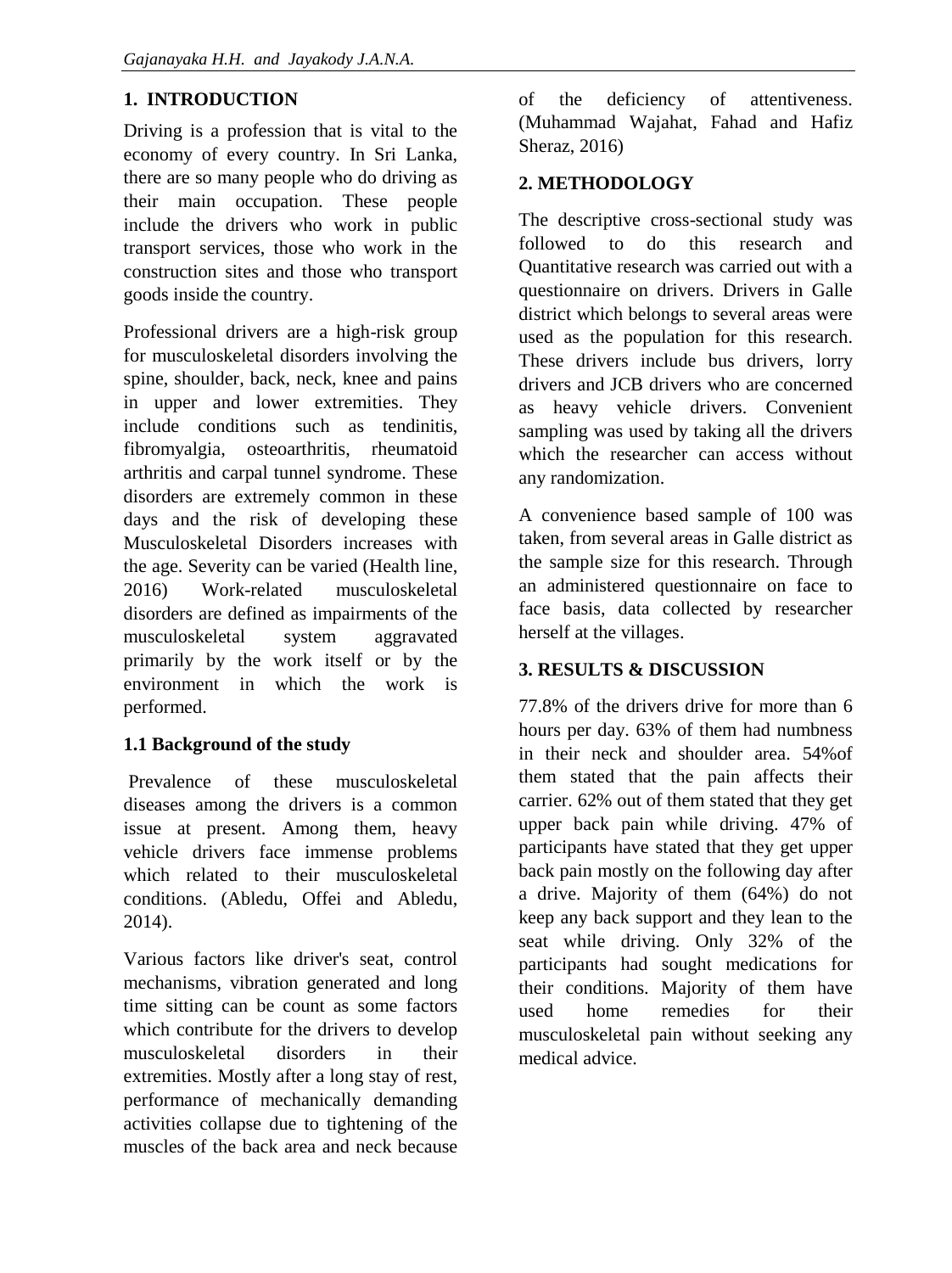## 1. INTRODUCTION

Driving is a profession that is vital to the economy of every country. In Sri Lanka, there are so many people who do driving as their main occupation. These people include the drivers who work in public transport services, those who work in the construction sites and those who transport goods inside the country.

Professional drivers are a high-risk group for musculoskeletal disorders involving the spine, shoulder, back, neck, knee and pains in upper and lower extremities. They include conditions such as tendinitis, fibromyalgia, osteoarthritis, rheumatoid arthritis and carpal tunnel syndrome. These disorders are extremely common in these days and the risk of developing these Musculoskeletal Disorders increases with the age. Severity can be varied (Health line, 2016) Work-related musculoskeletal disorders are defined as impairments of the musculoskeletal system aggravated primarily by the work itself or by the environment in which the work is performed.

### 1.1 Background of the study

Prevalence of these musculoskeletal diseases among the drivers is a common issue at present. Among them, heavy vehicle drivers face immense problems which related to their musculoskeletal conditions. (Abledu, Offei and Abledu, 2014).

Various factors like driver's seat, control mechanisms, vibration generated and long time sitting can be count as some factors which contribute for the drivers to develop musculoskeletal disorders in their extremities. Mostly after a long stay of rest, performance of mechanically demanding activities collapse due to tightening of the muscles of the back area and neck because of the deficiency of attentiveness. (Muhammad Wajahat, Fahad and Hafiz Sheraz, 2016)

## 2. METHODOLOGY

The descriptive cross-sectional study was followed to do this research and Quantitative research was carried out with a questionnaire on drivers. Drivers in Galle district which belongs to several areas were used as the population for this research. These drivers include bus drivers, lorry drivers and JCB drivers who are concerned as heavy vehicle drivers. Convenient sampling was used by taking all the drivers which the researcher can access without any randomization.

A convenience based sample of 100 was taken, from several areas in Galle district as the sample size for this research. Through an administered questionnaire on face to face basis, data collected by researcher herself at the villages.

## 3. RESULTS & DISCUSSION

77.8% of the drivers drive for more than 6 hours per day. 63% of them had numbness in their neck and shoulder area. 54%of them stated that the pain affects their carrier. 62% out of them stated that they get upper back pain while driving. 47% of participants have stated that they get upper back pain mostly on the following day after a drive. Majority of them (64%) do not keep any back support and they lean to the seat while driving. Only 32% of the participants had sought medications for their conditions. Majority of them have used home remedies for their musculoskeletal pain without seeking any medical advice.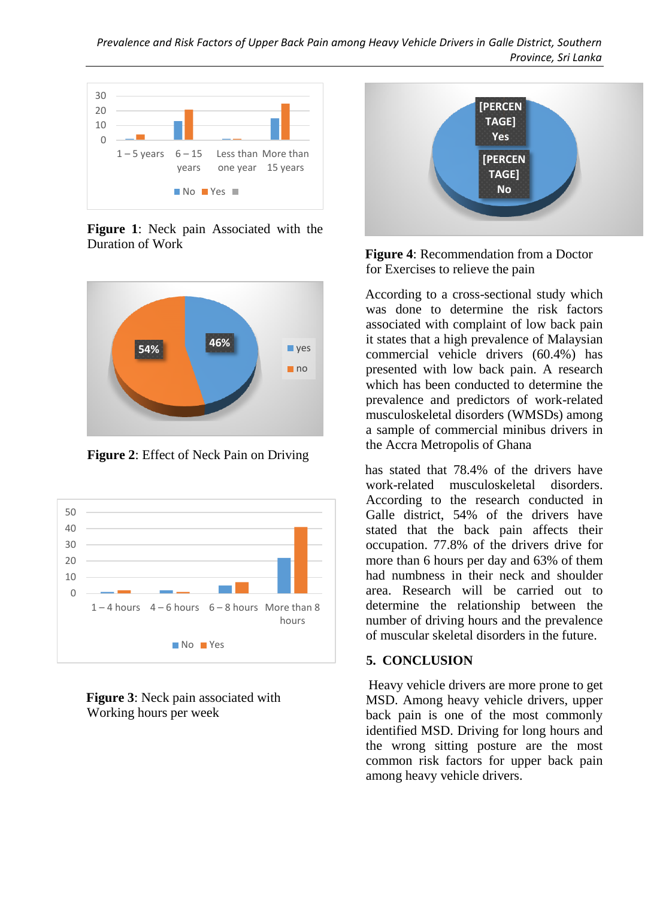**Figure 1**: Neck pain Associated with the Duration of Work

**Figure 2**: Effect of Neck Pain on Driving

**Figure 3**: Neck pain associated with Working hours per week

**Figure 4**: Recommendation from a Doctor for Exercises to relieve the pain

According to a cross-sectional study which was done to determine the risk factors associated with complaint of low back pain it states that a high prevalence of Malaysian commercial vehicle drivers (60.4%) has presented with low back pain. A research which has been conducted to determine the prevalence and predictors of work-related musculoskeletal disorders (WMSDs) among a sample of commercial minibus drivers in the Accra Metropolis of Ghana

has stated that 78.4% of the drivers have work-related musculoskeletal disorders. According to the research conducted in Galle district, 54% of the drivers have stated that the back pain affects their occupation. 77.8% of the drivers drive for more than 6 hours per day and 63% of them had numbness in their neck and shoulder area. Research will be carried out to determine the relationship between the number of driving hours and the prevalence of muscular skeletal disorders in the future.

## 5. CONCLUSION

Heavy vehicle drivers are more prone to get MSD. Among heavy vehicle drivers, upper back pain is one of the most commonly identified MSD. Driving for long hours and the wrong sitting posture are the most common risk factors for upper back pain among heavy vehicle drivers.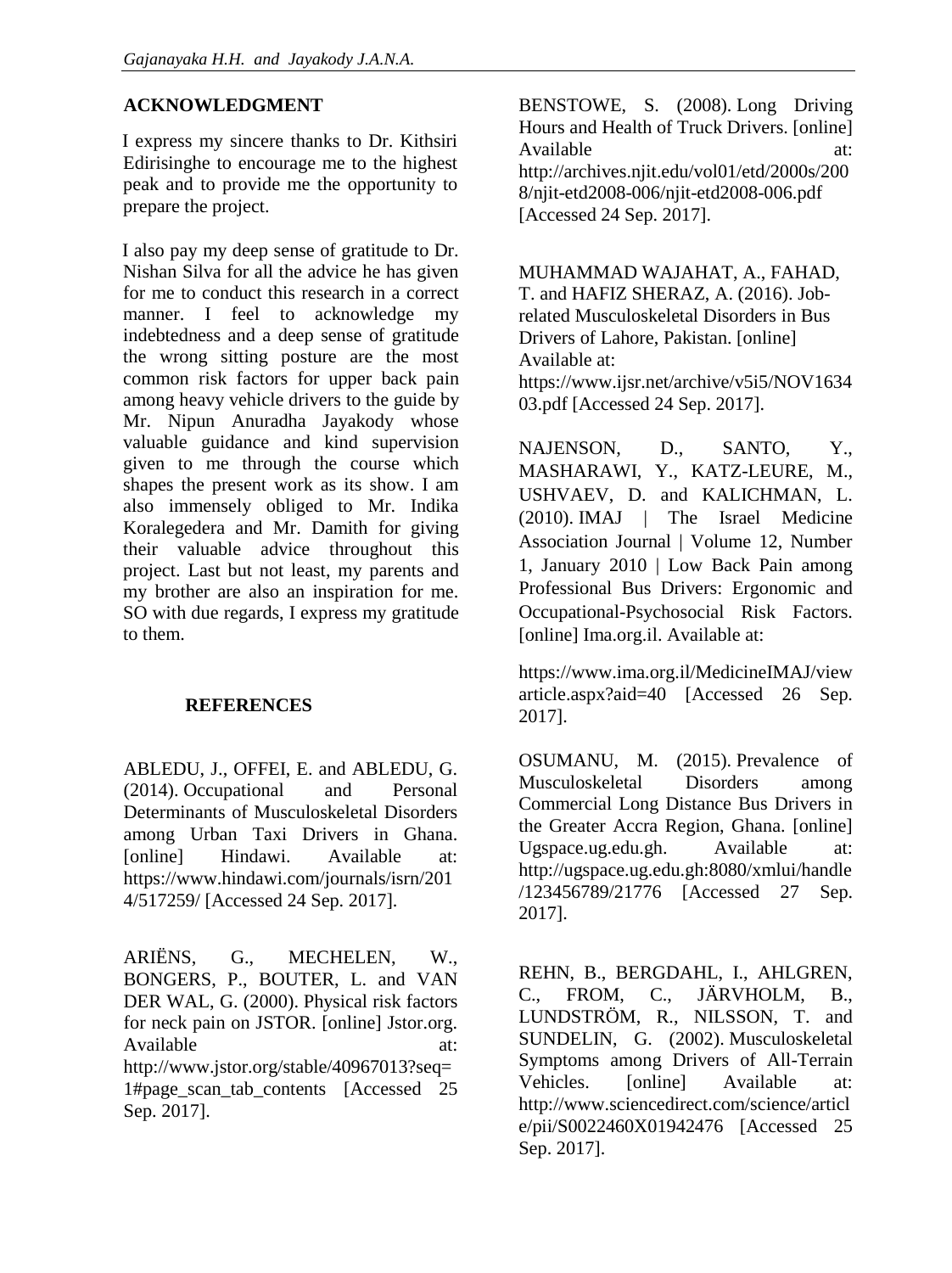## ACKNOWLEDGMENT

I express my sincere thanks to Dr. Kithsiri Edirisinghe to encourage me to the highest peak and to provide me the opportunity to prepare the project.

I also pay my deep sense of gratitude to Dr. Nishan Silva for all the advice he has given for me to conduct this research in a correct manner. I feel to acknowledge my indebtedness and a deep sense of gratitude the wrong sitting posture are the most common risk factors for upper back pain among heavy vehicle drivers to the guide by Mr. Nipun Anuradha Jayakody whose valuable guidance and kind supervision given to me through the course which shapes the present work as its show. I am also immensely obliged to Mr. Indika Koralegedera and Mr. Damith for giving their valuable advice throughout this project. Last but not least, my parents and my brother are also an inspiration for me. SO with due regards, I express my gratitude to them.

## REFERENCES

ABLEDU, J., OFFEI, E. and ABLEDU, G. (2014). Occupational and Personal Determinants of Musculoskeletal Disorders among Urban Taxi Drivers in Ghana. [online] Hindawi. Available at: https://www.hindawi.com/journals/isrn/2014/517259/ [Accessed 24 Sep. 2017].

ARIËNS, G., MECHELEN, W., BONGERS, P., BOUTER, L. and VAN DER WAL, G. (2000). Physical risk factors for neck pain on JSTOR. [online] Jstor.org. Available at: http://www.jstor.org/stable/40967013?seq=1#page_scan_tab_contents [Accessed 25 Sep. 2017].

BENSTOWE, S. (2008). Long Driving Hours and Health of Truck Drivers. [online] Available at: http://archives.njit.edu/vol01/etd/2000s/2008/njit-etd2008-006/njit-etd2008-006.pdf [Accessed 24 Sep. 2017].

MUHAMMAD WAJAHAT, A., FAHAD, T. and HAFIZ SHERAZ, A. (2016). Job-related Musculoskeletal Disorders in Bus Drivers of Lahore, Pakistan. [online] Available at: https://www.ijsr.net/archive/v5i5/NOV163403.pdf [Accessed 24 Sep. 2017].

NAJENSON, D., SANTO, Y., MASHARAWI, Y., KATZ-LEURE, M., USHVAEV, D. and KALICHMAN, L. (2010). IMAJ | The Israel Medicine Association Journal | Volume 12, Number 1, January 2010 | Low Back Pain among Professional Bus Drivers: Ergonomic and Occupational-Psychosocial Risk Factors. [online] Ima.org.il. Available at:

https://www.ima.org.il/MedicineIMAJ/viewarticle.aspx?aid=40 [Accessed 26 Sep. 2017].

OSUMANU, M. (2015). Prevalence of Musculoskeletal Disorders among Commercial Long Distance Bus Drivers in the Greater Accra Region, Ghana. [online] Ugspace.ug.edu.gh. Available at: http://ugspace.ug.edu.gh:8080/xmlui/handle/123456789/21776 [Accessed 27 Sep. 2017].

REHN, B., BERGDAHL, I., AHLGREN, C., FROM, C., JÄRVHOLM, B., LUNDSTRÖM, R., NILSSON, T. and SUNDELIN, G. (2002). Musculoskeletal Symptoms among Drivers of All-Terrain Vehicles. [online] Available at: http://www.sciencedirect.com/science/article/pii/S0022460X01942476 [Accessed 25 Sep. 2017].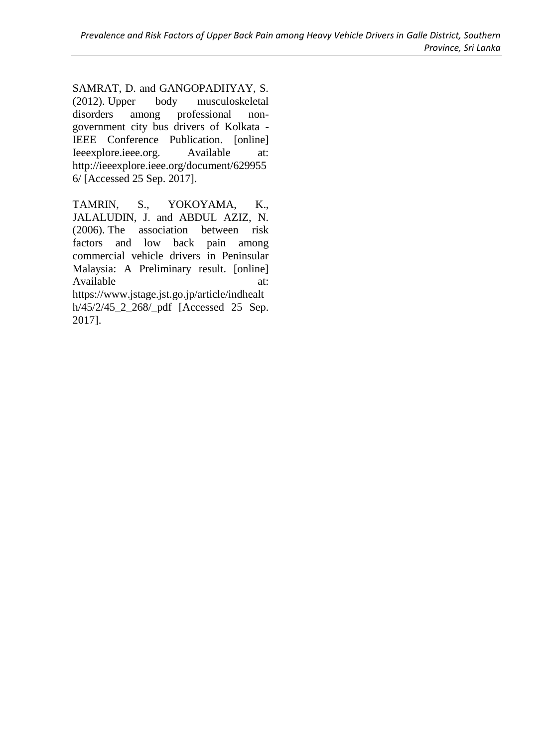SAMRAT, D. and GANGOPADHYAY, S. (2012). Upper body musculoskeletal disorders among professional non-government city bus drivers of Kolkata - IEEE Conference Publication. [online] Ieeexplore.ieee.org. Available at: http://ieeexplore.ieee.org/document/6299556/ [Accessed 25 Sep. 2017].

TAMRIN, S., YOKOYAMA, K., JALALUDIN, J. and ABDUL AZIZ, N. (2006). The association between risk factors and low back pain among commercial vehicle drivers in Peninsular Malaysia: A Preliminary result. [online] Available at: https://www.jstage.jst.go.jp/article/indhealth/45/2/45_2_268/_pdf [Accessed 25 Sep. 2017].